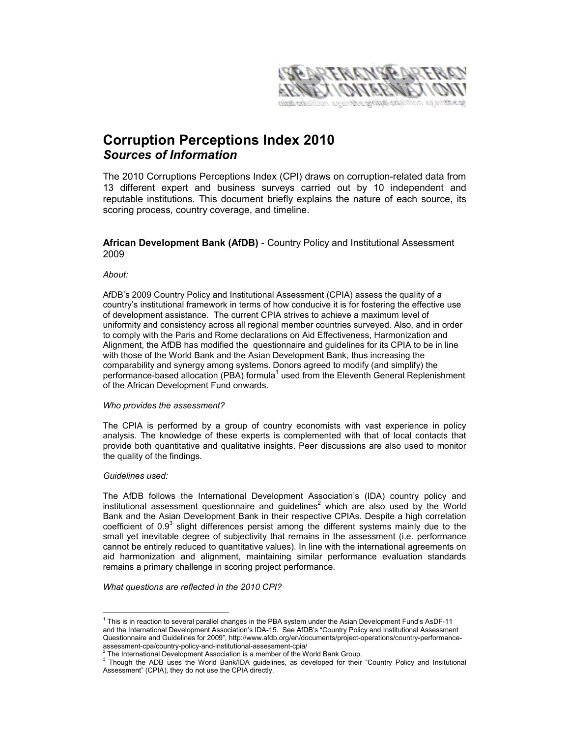# Corruption Perceptions Index 2010
## *Sources of Information*

The 2010 Corruptions Perceptions Index (CPI) draws on corruption-related data from 13 different expert and business surveys carried out by 10 independent and reputable institutions. This document briefly explains the nature of each source, its scoring process, country coverage, and timeline.

**African Development Bank (AfDB)** - Country Policy and Institutional Assessment 2009

*About:*

AfDB's 2009 Country Policy and Institutional Assessment (CPIA) assess the quality of a country's institutional framework in terms of how conducive it is for fostering the effective use of development assistance. The current CPIA strives to achieve a maximum level of uniformity and consistency across all regional member countries surveyed. Also, and in order to comply with the Paris and Rome declarations on Aid Effectiveness, Harmonization and Alignment, the AfDB has modified the questionnaire and guidelines for its CPIA to be in line with those of the World Bank and the Asian Development Bank, thus increasing the comparability and synergy among systems. Donors agreed to modify (and simplify) the performance-based allocation (PBA) formula[1] used from the Eleventh General Replenishment of the African Development Fund onwards.

*Who provides the assessment?*

The CPIA is performed by a group of country economists with vast experience in policy analysis. The knowledge of these experts is complemented with that of local contacts that provide both quantitative and qualitative insights. Peer discussions are also used to monitor the quality of the findings.

*Guidelines used:*

The AfDB follows the International Development Association's (IDA) country policy and institutional assessment questionnaire and guidelines[2] which are also used by the World Bank and the Asian Development Bank in their respective CPIAs. Despite a high correlation coefficient of 0.9[3] slight differences persist among the different systems mainly due to the small yet inevitable degree of subjectivity that remains in the assessment (i.e. performance cannot be entirely reduced to quantitative values). In line with the international agreements on aid harmonization and alignment, maintaining similar performance evaluation standards remains a primary challenge in scoring project performance.

*What questions are reflected in the 2010 CPI?*

[1] This is in reaction to several parallel changes in the PBA system under the Asian Development Fund's AsDF-11 and the International Development Association's IDA-15. See AfDB's "Country Policy and Institutional Assessment Questionnaire and Guidelines for 2009", http://www.afdb.org/en/documents/project-operations/country-performance-assessment-cpa/country-policy-and-institutional-assessment-cpia/

[2] The International Development Association is a member of the World Bank Group.

[3] Though the ADB uses the World Bank/IDA guidelines, as developed for their "Country Policy and Insitutional Assessment" (CPIA), they do not use the CPIA directly.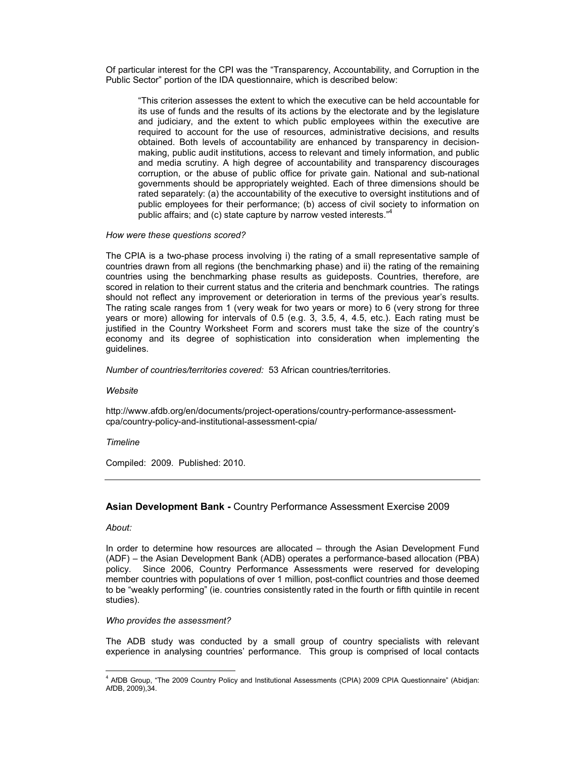Of particular interest for the CPI was the "Transparency, Accountability, and Corruption in the Public Sector" portion of the IDA questionnaire, which is described below:

> "This criterion assesses the extent to which the executive can be held accountable for its use of funds and the results of its actions by the electorate and by the legislature and judiciary, and the extent to which public employees within the executive are required to account for the use of resources, administrative decisions, and results obtained. Both levels of accountability are enhanced by transparency in decision-making, public audit institutions, access to relevant and timely information, and public and media scrutiny. A high degree of accountability and transparency discourages corruption, or the abuse of public office for private gain. National and sub-national governments should be appropriately weighted. Each of three dimensions should be rated separately: (a) the accountability of the executive to oversight institutions and of public employees for their performance; (b) access of civil society to information on public affairs; and (c) state capture by narrow vested interests."[4]

*How were these questions scored?*

The CPIA is a two-phase process involving i) the rating of a small representative sample of countries drawn from all regions (the benchmarking phase) and ii) the rating of the remaining countries using the benchmarking phase results as guideposts. Countries, therefore, are scored in relation to their current status and the criteria and benchmark countries. The ratings should not reflect any improvement or deterioration in terms of the previous year's results. The rating scale ranges from 1 (very weak for two years or more) to 6 (very strong for three years or more) allowing for intervals of 0.5 (e.g. 3, 3.5, 4, 4.5, etc.). Each rating must be justified in the Country Worksheet Form and scorers must take the size of the country's economy and its degree of sophistication into consideration when implementing the guidelines.

*Number of countries/territories covered:* 53 African countries/territories.

*Website*

http://www.afdb.org/en/documents/project-operations/country-performance-assessment-cpa/country-policy-and-institutional-assessment-cpia/

*Timeline*

Compiled: 2009. Published: 2010.

---

## **Asian Development Bank -** Country Performance Assessment Exercise 2009

*About:*

In order to determine how resources are allocated – through the Asian Development Fund (ADF) – the Asian Development Bank (ADB) operates a performance-based allocation (PBA) policy. Since 2006, Country Performance Assessments were reserved for developing member countries with populations of over 1 million, post-conflict countries and those deemed to be "weakly performing" (ie. countries consistently rated in the fourth or fifth quintile in recent studies).

*Who provides the assessment?*

The ADB study was conducted by a small group of country specialists with relevant experience in analysing countries' performance. This group is comprised of local contacts

---

[4] AfDB Group, "The 2009 Country Policy and Institutional Assessments (CPIA) 2009 CPIA Questionnaire" (Abidjan: AfDB, 2009),34.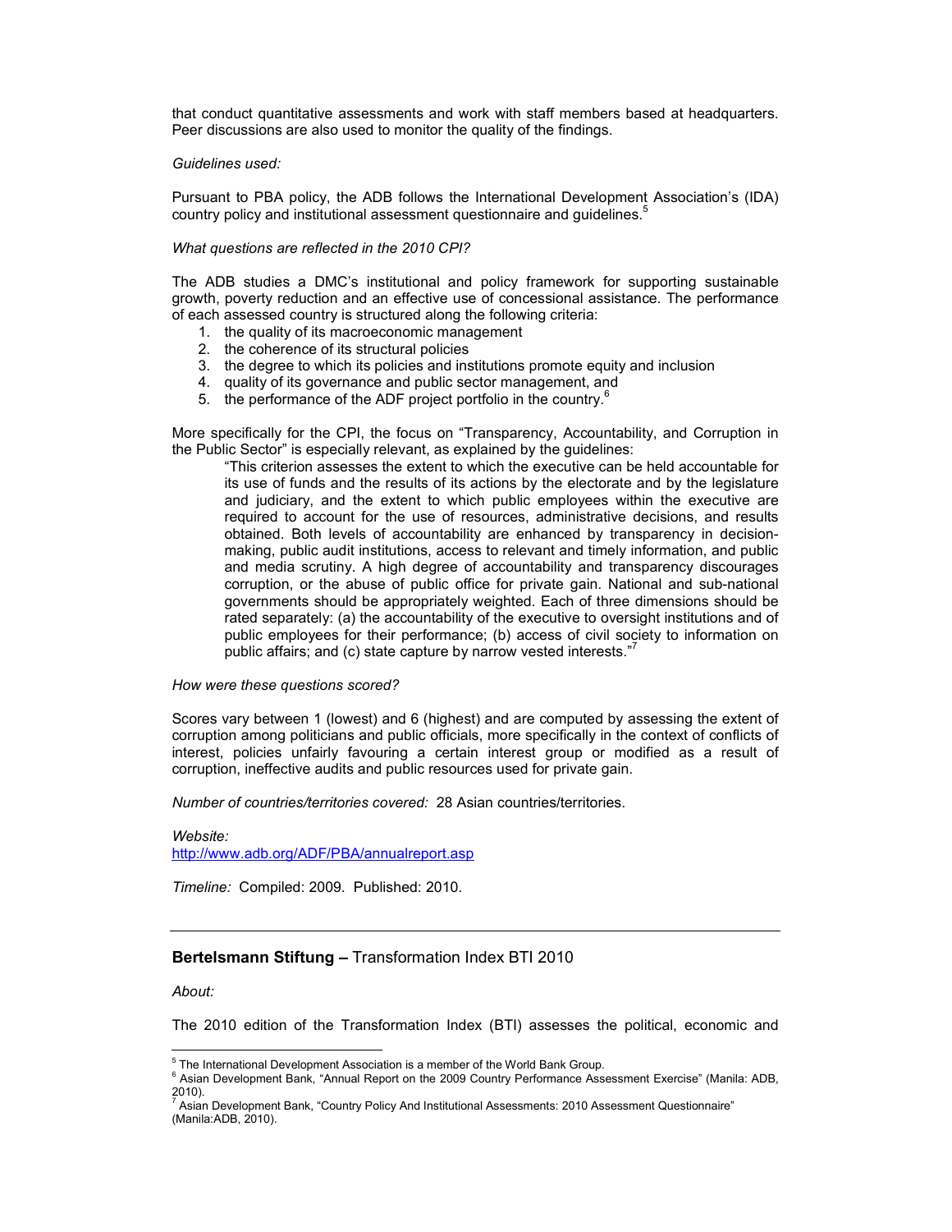that conduct quantitative assessments and work with staff members based at headquarters. Peer discussions are also used to monitor the quality of the findings.

*Guidelines used:*

Pursuant to PBA policy, the ADB follows the International Development Association's (IDA) country policy and institutional assessment questionnaire and guidelines.[5]

*What questions are reflected in the 2010 CPI?*

The ADB studies a DMC's institutional and policy framework for supporting sustainable growth, poverty reduction and an effective use of concessional assistance. The performance of each assessed country is structured along the following criteria:

1. the quality of its macroeconomic management
2. the coherence of its structural policies
3. the degree to which its policies and institutions promote equity and inclusion
4. quality of its governance and public sector management, and
5. the performance of the ADF project portfolio in the country.[6]

More specifically for the CPI, the focus on "Transparency, Accountability, and Corruption in the Public Sector" is especially relevant, as explained by the guidelines:

> "This criterion assesses the extent to which the executive can be held accountable for its use of funds and the results of its actions by the electorate and by the legislature and judiciary, and the extent to which public employees within the executive are required to account for the use of resources, administrative decisions, and results obtained. Both levels of accountability are enhanced by transparency in decision-making, public audit institutions, access to relevant and timely information, and public and media scrutiny. A high degree of accountability and transparency discourages corruption, or the abuse of public office for private gain. National and sub-national governments should be appropriately weighted. Each of three dimensions should be rated separately: (a) the accountability of the executive to oversight institutions and of public employees for their performance; (b) access of civil society to information on public affairs; and (c) state capture by narrow vested interests."[7]

*How were these questions scored?*

Scores vary between 1 (lowest) and 6 (highest) and are computed by assessing the extent of corruption among politicians and public officials, more specifically in the context of conflicts of interest, policies unfairly favouring a certain interest group or modified as a result of corruption, ineffective audits and public resources used for private gain.

*Number of countries/territories covered:* 28 Asian countries/territories.

*Website:*
http://www.adb.org/ADF/PBA/annualreport.asp

*Timeline:* Compiled: 2009. Published: 2010.

---

## **Bertelsmann Stiftung –** Transformation Index BTI 2010

*About:*

The 2010 edition of the Transformation Index (BTI) assesses the political, economic and

---

[5] The International Development Association is a member of the World Bank Group.

[6] Asian Development Bank, "Annual Report on the 2009 Country Performance Assessment Exercise" (Manila: ADB, 2010).

[7] Asian Development Bank, "Country Policy And Institutional Assessments: 2010 Assessment Questionnaire" (Manila:ADB, 2010).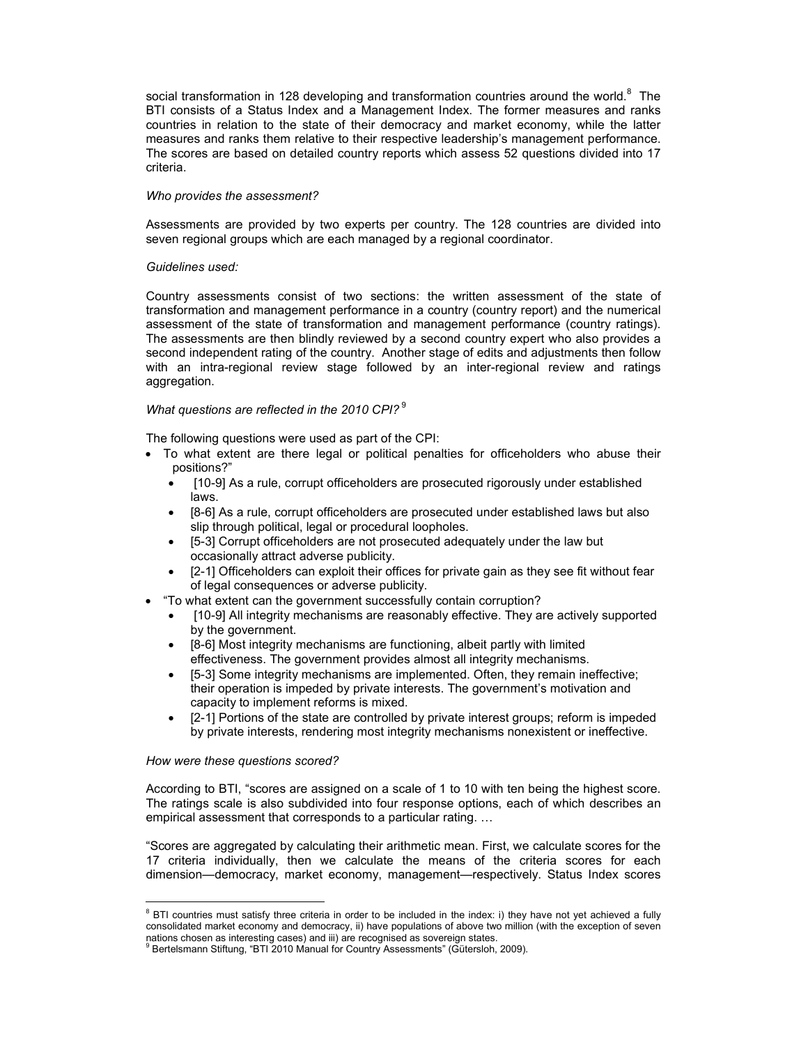social transformation in 128 developing and transformation countries around the world.[8] The BTI consists of a Status Index and a Management Index. The former measures and ranks countries in relation to the state of their democracy and market economy, while the latter measures and ranks them relative to their respective leadership's management performance. The scores are based on detailed country reports which assess 52 questions divided into 17 criteria.

*Who provides the assessment?*

Assessments are provided by two experts per country. The 128 countries are divided into seven regional groups which are each managed by a regional coordinator.

*Guidelines used:*

Country assessments consist of two sections: the written assessment of the state of transformation and management performance in a country (country report) and the numerical assessment of the state of transformation and management performance (country ratings). The assessments are then blindly reviewed by a second country expert who also provides a second independent rating of the country. Another stage of edits and adjustments then follow with an intra-regional review stage followed by an inter-regional review and ratings aggregation.

*What questions are reflected in the 2010 CPI?*[9]

The following questions were used as part of the CPI:

- To what extent are there legal or political penalties for officeholders who abuse their positions?"
  - [10-9] As a rule, corrupt officeholders are prosecuted rigorously under established laws.
  - [8-6] As a rule, corrupt officeholders are prosecuted under established laws but also slip through political, legal or procedural loopholes.
  - [5-3] Corrupt officeholders are not prosecuted adequately under the law but occasionally attract adverse publicity.
  - [2-1] Officeholders can exploit their offices for private gain as they see fit without fear of legal consequences or adverse publicity.
- "To what extent can the government successfully contain corruption?
  - [10-9] All integrity mechanisms are reasonably effective. They are actively supported by the government.
  - [8-6] Most integrity mechanisms are functioning, albeit partly with limited effectiveness. The government provides almost all integrity mechanisms.
  - [5-3] Some integrity mechanisms are implemented. Often, they remain ineffective; their operation is impeded by private interests. The government's motivation and capacity to implement reforms is mixed.
  - [2-1] Portions of the state are controlled by private interest groups; reform is impeded by private interests, rendering most integrity mechanisms nonexistent or ineffective.

*How were these questions scored?*

According to BTI, "scores are assigned on a scale of 1 to 10 with ten being the highest score. The ratings scale is also subdivided into four response options, each of which describes an empirical assessment that corresponds to a particular rating. …

"Scores are aggregated by calculating their arithmetic mean. First, we calculate scores for the 17 criteria individually, then we calculate the means of the criteria scores for each dimension—democracy, market economy, management—respectively. Status Index scores

---

[8] BTI countries must satisfy three criteria in order to be included in the index: i) they have not yet achieved a fully consolidated market economy and democracy, ii) have populations of above two million (with the exception of seven nations chosen as interesting cases) and iii) are recognised as sovereign states.

[9] Bertelsmann Stiftung, "BTI 2010 Manual for Country Assessments" (Gütersloh, 2009).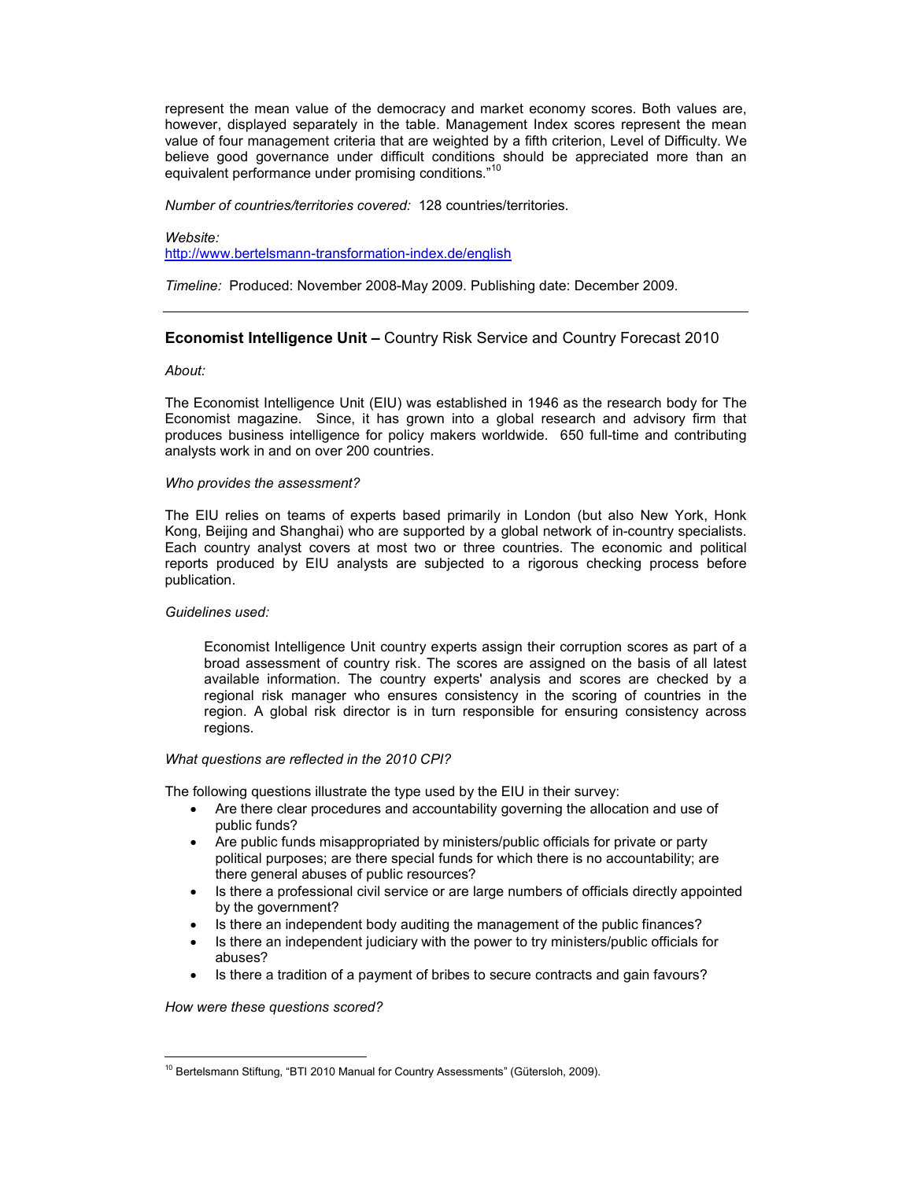represent the mean value of the democracy and market economy scores. Both values are, however, displayed separately in the table. Management Index scores represent the mean value of four management criteria that are weighted by a fifth criterion, Level of Difficulty. We believe good governance under difficult conditions should be appreciated more than an equivalent performance under promising conditions."[10]

*Number of countries/territories covered:* 128 countries/territories.

*Website:*
http://www.bertelsmann-transformation-index.de/english

*Timeline:* Produced: November 2008-May 2009. Publishing date: December 2009.

---

### **Economist Intelligence Unit –** Country Risk Service and Country Forecast 2010

*About:*

The Economist Intelligence Unit (EIU) was established in 1946 as the research body for The Economist magazine. Since, it has grown into a global research and advisory firm that produces business intelligence for policy makers worldwide. 650 full-time and contributing analysts work in and on over 200 countries.

*Who provides the assessment?*

The EIU relies on teams of experts based primarily in London (but also New York, Honk Kong, Beijing and Shanghai) who are supported by a global network of in-country specialists. Each country analyst covers at most two or three countries. The economic and political reports produced by EIU analysts are subjected to a rigorous checking process before publication.

*Guidelines used:*

> Economist Intelligence Unit country experts assign their corruption scores as part of a broad assessment of country risk. The scores are assigned on the basis of all latest available information. The country experts' analysis and scores are checked by a regional risk manager who ensures consistency in the scoring of countries in the region. A global risk director is in turn responsible for ensuring consistency across regions.

*What questions are reflected in the 2010 CPI?*

The following questions illustrate the type used by the EIU in their survey:

- Are there clear procedures and accountability governing the allocation and use of public funds?
- Are public funds misappropriated by ministers/public officials for private or party political purposes; are there special funds for which there is no accountability; are there general abuses of public resources?
- Is there a professional civil service or are large numbers of officials directly appointed by the government?
- Is there an independent body auditing the management of the public finances?
- Is there an independent judiciary with the power to try ministers/public officials for abuses?
- Is there a tradition of a payment of bribes to secure contracts and gain favours?

*How were these questions scored?*

---

[10] Bertelsmann Stiftung, "BTI 2010 Manual for Country Assessments" (Gütersloh, 2009).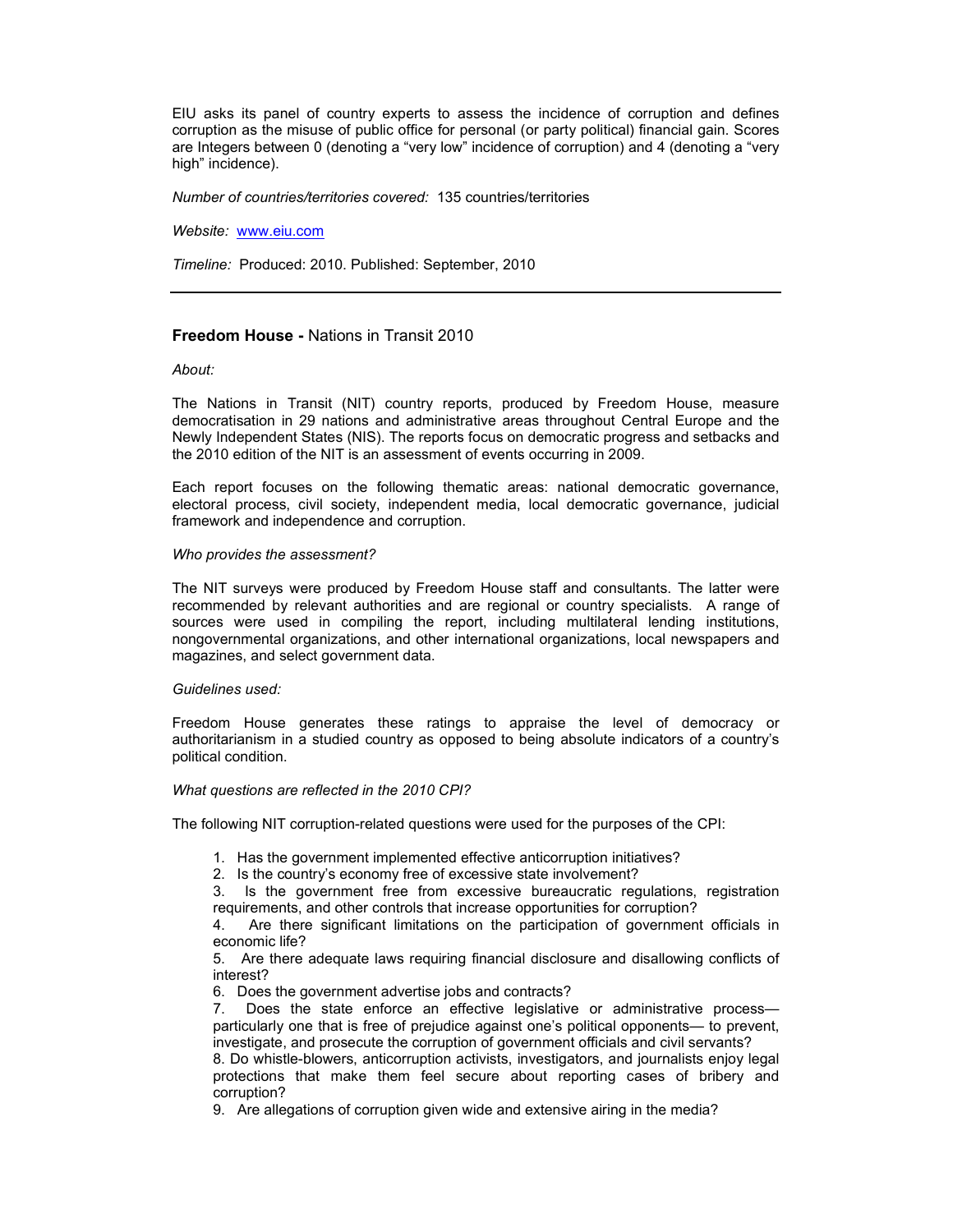EIU asks its panel of country experts to assess the incidence of corruption and defines corruption as the misuse of public office for personal (or party political) financial gain. Scores are Integers between 0 (denoting a "very low" incidence of corruption) and 4 (denoting a "very high" incidence).

*Number of countries/territories covered:* 135 countries/territories

*Website:* www.eiu.com

*Timeline:* Produced: 2010. Published: September, 2010

---

## **Freedom House -** Nations in Transit 2010

*About:*

The Nations in Transit (NIT) country reports, produced by Freedom House, measure democratisation in 29 nations and administrative areas throughout Central Europe and the Newly Independent States (NIS). The reports focus on democratic progress and setbacks and the 2010 edition of the NIT is an assessment of events occurring in 2009.

Each report focuses on the following thematic areas: national democratic governance, electoral process, civil society, independent media, local democratic governance, judicial framework and independence and corruption.

*Who provides the assessment?*

The NIT surveys were produced by Freedom House staff and consultants. The latter were recommended by relevant authorities and are regional or country specialists. A range of sources were used in compiling the report, including multilateral lending institutions, nongovernmental organizations, and other international organizations, local newspapers and magazines, and select government data.

*Guidelines used:*

Freedom House generates these ratings to appraise the level of democracy or authoritarianism in a studied country as opposed to being absolute indicators of a country's political condition.

*What questions are reflected in the 2010 CPI?*

The following NIT corruption-related questions were used for the purposes of the CPI:

1. Has the government implemented effective anticorruption initiatives?
2. Is the country's economy free of excessive state involvement?
3. Is the government free from excessive bureaucratic regulations, registration requirements, and other controls that increase opportunities for corruption?
4. Are there significant limitations on the participation of government officials in economic life?
5. Are there adequate laws requiring financial disclosure and disallowing conflicts of interest?
6. Does the government advertise jobs and contracts?
7. Does the state enforce an effective legislative or administrative process—particularly one that is free of prejudice against one's political opponents— to prevent, investigate, and prosecute the corruption of government officials and civil servants?
8. Do whistle-blowers, anticorruption activists, investigators, and journalists enjoy legal protections that make them feel secure about reporting cases of bribery and corruption?
9. Are allegations of corruption given wide and extensive airing in the media?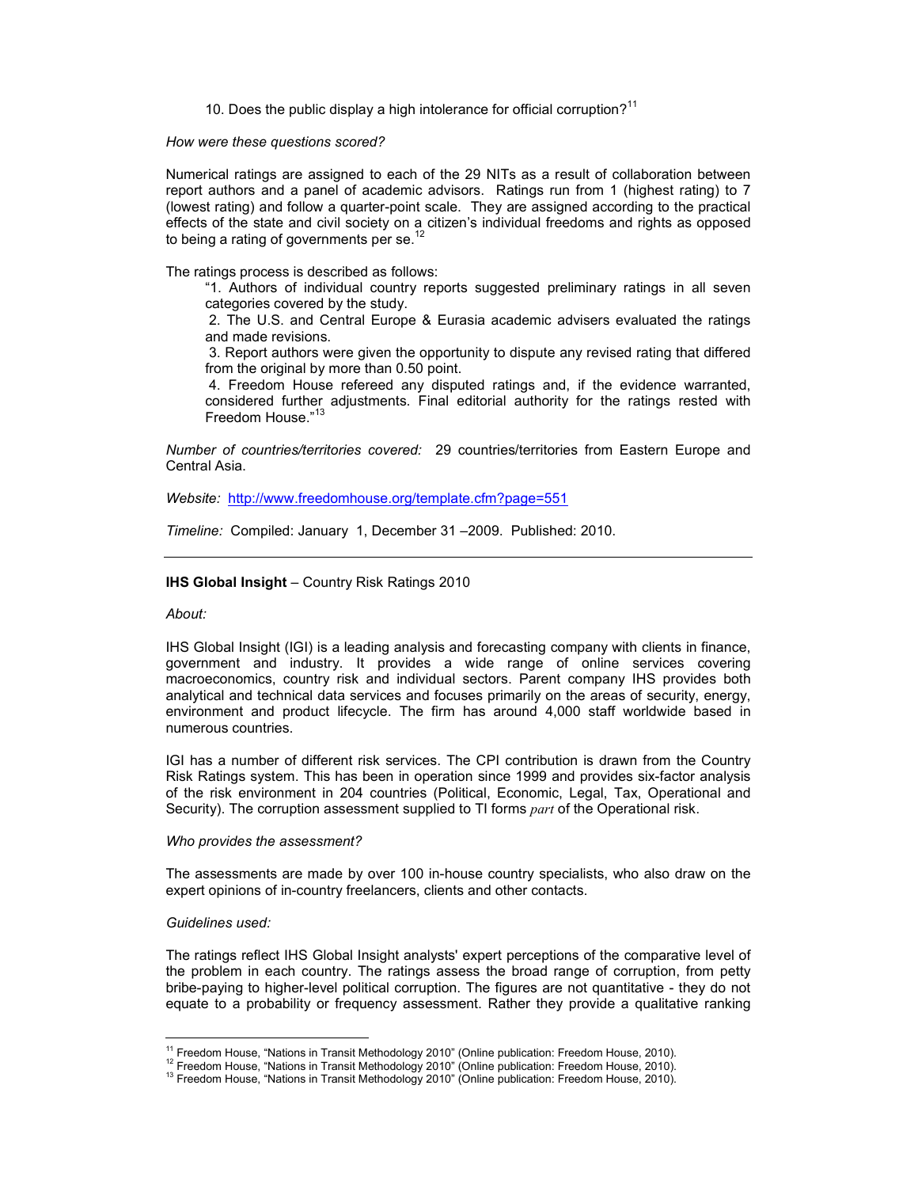10. Does the public display a high intolerance for official corruption?[11]

*How were these questions scored?*

Numerical ratings are assigned to each of the 29 NITs as a result of collaboration between report authors and a panel of academic advisors. Ratings run from 1 (highest rating) to 7 (lowest rating) and follow a quarter-point scale. They are assigned according to the practical effects of the state and civil society on a citizen's individual freedoms and rights as opposed to being a rating of governments per se.[12]

The ratings process is described as follows:

"1. Authors of individual country reports suggested preliminary ratings in all seven categories covered by the study.

2. The U.S. and Central Europe & Eurasia academic advisers evaluated the ratings and made revisions.

3. Report authors were given the opportunity to dispute any revised rating that differed from the original by more than 0.50 point.

4. Freedom House refereed any disputed ratings and, if the evidence warranted, considered further adjustments. Final editorial authority for the ratings rested with Freedom House."[13]

*Number of countries/territories covered:* 29 countries/territories from Eastern Europe and Central Asia.

*Website:* http://www.freedomhouse.org/template.cfm?page=551

*Timeline:* Compiled: January 1, December 31 –2009. Published: 2010.

---

**IHS Global Insight** – Country Risk Ratings 2010

*About:*

IHS Global Insight (IGI) is a leading analysis and forecasting company with clients in finance, government and industry. It provides a wide range of online services covering macroeconomics, country risk and individual sectors. Parent company IHS provides both analytical and technical data services and focuses primarily on the areas of security, energy, environment and product lifecycle. The firm has around 4,000 staff worldwide based in numerous countries.

IGI has a number of different risk services. The CPI contribution is drawn from the Country Risk Ratings system. This has been in operation since 1999 and provides six-factor analysis of the risk environment in 204 countries (Political, Economic, Legal, Tax, Operational and Security). The corruption assessment supplied to TI forms *part* of the Operational risk.

*Who provides the assessment?*

The assessments are made by over 100 in-house country specialists, who also draw on the expert opinions of in-country freelancers, clients and other contacts.

*Guidelines used:*

The ratings reflect IHS Global Insight analysts' expert perceptions of the comparative level of the problem in each country. The ratings assess the broad range of corruption, from petty bribe-paying to higher-level political corruption. The figures are not quantitative - they do not equate to a probability or frequency assessment. Rather they provide a qualitative ranking

---

[11] Freedom House, "Nations in Transit Methodology 2010" (Online publication: Freedom House, 2010).

[12] Freedom House, "Nations in Transit Methodology 2010" (Online publication: Freedom House, 2010).

[13] Freedom House, "Nations in Transit Methodology 2010" (Online publication: Freedom House, 2010).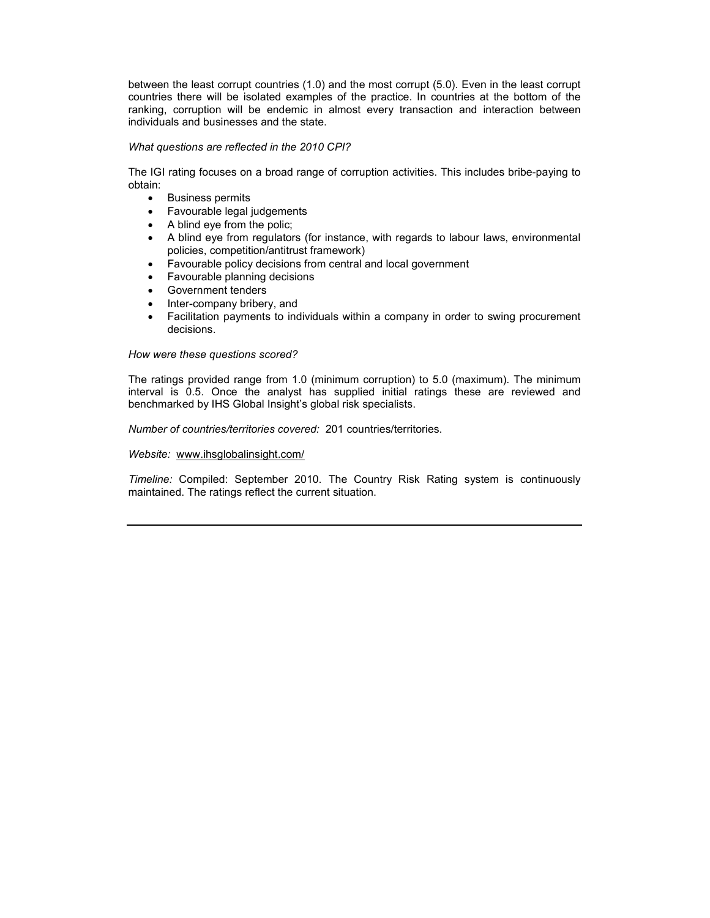between the least corrupt countries (1.0) and the most corrupt (5.0). Even in the least corrupt countries there will be isolated examples of the practice. In countries at the bottom of the ranking, corruption will be endemic in almost every transaction and interaction between individuals and businesses and the state.

*What questions are reflected in the 2010 CPI?*

The IGI rating focuses on a broad range of corruption activities. This includes bribe-paying to obtain:

- Business permits
- Favourable legal judgements
- A blind eye from the polic;
- A blind eye from regulators (for instance, with regards to labour laws, environmental policies, competition/antitrust framework)
- Favourable policy decisions from central and local government
- Favourable planning decisions
- Government tenders
- Inter-company bribery, and
- Facilitation payments to individuals within a company in order to swing procurement decisions.

*How were these questions scored?*

The ratings provided range from 1.0 (minimum corruption) to 5.0 (maximum). The minimum interval is 0.5. Once the analyst has supplied initial ratings these are reviewed and benchmarked by IHS Global Insight's global risk specialists.

*Number of countries/territories covered:* 201 countries/territories.

*Website:* www.ihsglobalinsight.com/

*Timeline:* Compiled: September 2010. The Country Risk Rating system is continuously maintained. The ratings reflect the current situation.

---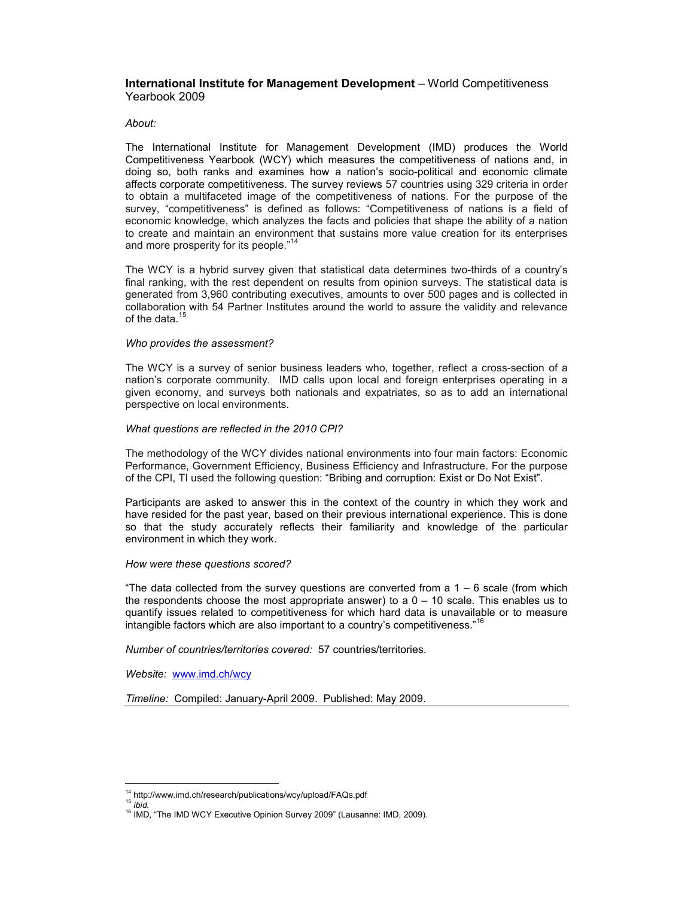**International Institute for Management Development** – World Competitiveness Yearbook 2009

*About:*

The International Institute for Management Development (IMD) produces the World Competitiveness Yearbook (WCY) which measures the competitiveness of nations and, in doing so, both ranks and examines how a nation's socio-political and economic climate affects corporate competitiveness. The survey reviews 57 countries using 329 criteria in order to obtain a multifaceted image of the competitiveness of nations. For the purpose of the survey, "competitiveness" is defined as follows: "Competitiveness of nations is a field of economic knowledge, which analyzes the facts and policies that shape the ability of a nation to create and maintain an environment that sustains more value creation for its enterprises and more prosperity for its people."[14]

The WCY is a hybrid survey given that statistical data determines two-thirds of a country's final ranking, with the rest dependent on results from opinion surveys. The statistical data is generated from 3,960 contributing executives, amounts to over 500 pages and is collected in collaboration with 54 Partner Institutes around the world to assure the validity and relevance of the data.[15]

*Who provides the assessment?*

The WCY is a survey of senior business leaders who, together, reflect a cross-section of a nation's corporate community. IMD calls upon local and foreign enterprises operating in a given economy, and surveys both nationals and expatriates, so as to add an international perspective on local environments.

*What questions are reflected in the 2010 CPI?*

The methodology of the WCY divides national environments into four main factors: Economic Performance, Government Efficiency, Business Efficiency and Infrastructure. For the purpose of the CPI, TI used the following question: "Bribing and corruption: Exist or Do Not Exist".

Participants are asked to answer this in the context of the country in which they work and have resided for the past year, based on their previous international experience. This is done so that the study accurately reflects their familiarity and knowledge of the particular environment in which they work.

*How were these questions scored?*

"The data collected from the survey questions are converted from a 1 – 6 scale (from which the respondents choose the most appropriate answer) to a 0 – 10 scale. This enables us to quantify issues related to competitiveness for which hard data is unavailable or to measure intangible factors which are also important to a country's competitiveness."[16]

*Number of countries/territories covered:* 57 countries/territories.

*Website:* www.imd.ch/wcy

*Timeline:* Compiled: January-April 2009. Published: May 2009.

---

[14] http://www.imd.ch/research/publications/wcy/upload/FAQs.pdf

[15] *ibid.*

[16] IMD, "The IMD WCY Executive Opinion Survey 2009" (Lausanne: IMD, 2009).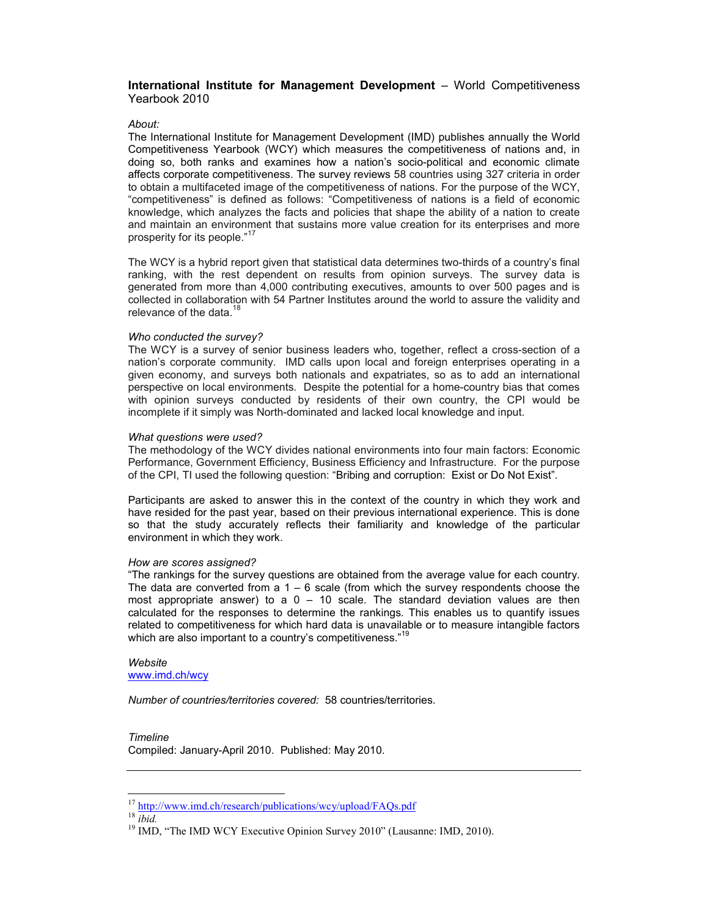**International Institute for Management Development** – World Competitiveness Yearbook 2010

*About:*

The International Institute for Management Development (IMD) publishes annually the World Competitiveness Yearbook (WCY) which measures the competitiveness of nations and, in doing so, both ranks and examines how a nation's socio-political and economic climate affects corporate competitiveness. The survey reviews 58 countries using 327 criteria in order to obtain a multifaceted image of the competitiveness of nations. For the purpose of the WCY, "competitiveness" is defined as follows: "Competitiveness of nations is a field of economic knowledge, which analyzes the facts and policies that shape the ability of a nation to create and maintain an environment that sustains more value creation for its enterprises and more prosperity for its people."[17]

The WCY is a hybrid report given that statistical data determines two-thirds of a country's final ranking, with the rest dependent on results from opinion surveys. The survey data is generated from more than 4,000 contributing executives, amounts to over 500 pages and is collected in collaboration with 54 Partner Institutes around the world to assure the validity and relevance of the data.[18]

*Who conducted the survey?*

The WCY is a survey of senior business leaders who, together, reflect a cross-section of a nation's corporate community. IMD calls upon local and foreign enterprises operating in a given economy, and surveys both nationals and expatriates, so as to add an international perspective on local environments. Despite the potential for a home-country bias that comes with opinion surveys conducted by residents of their own country, the CPI would be incomplete if it simply was North-dominated and lacked local knowledge and input.

*What questions were used?*

The methodology of the WCY divides national environments into four main factors: Economic Performance, Government Efficiency, Business Efficiency and Infrastructure. For the purpose of the CPI, TI used the following question: "Bribing and corruption: Exist or Do Not Exist".

Participants are asked to answer this in the context of the country in which they work and have resided for the past year, based on their previous international experience. This is done so that the study accurately reflects their familiarity and knowledge of the particular environment in which they work.

*How are scores assigned?*

"The rankings for the survey questions are obtained from the average value for each country. The data are converted from a 1 – 6 scale (from which the survey respondents choose the most appropriate answer) to a 0 – 10 scale. The standard deviation values are then calculated for the responses to determine the rankings. This enables us to quantify issues related to competitiveness for which hard data is unavailable or to measure intangible factors which are also important to a country's competitiveness."[19]

*Website*

www.imd.ch/wcy

*Number of countries/territories covered:* 58 countries/territories.

*Timeline*

Compiled: January-April 2010. Published: May 2010.

---

[17] http://www.imd.ch/research/publications/wcy/upload/FAQs.pdf

[18] *ibid.*

[19] IMD, "The IMD WCY Executive Opinion Survey 2010" (Lausanne: IMD, 2010).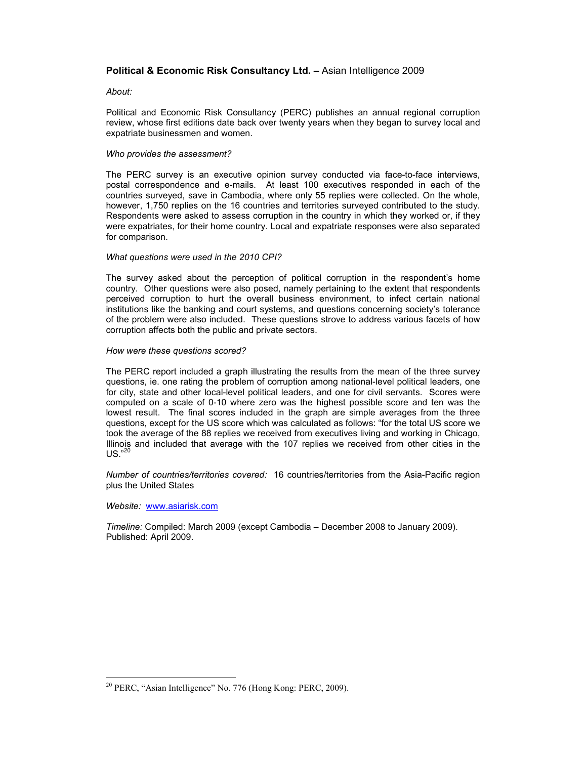**Political & Economic Risk Consultancy Ltd. –** Asian Intelligence 2009

*About:*

Political and Economic Risk Consultancy (PERC) publishes an annual regional corruption review, whose first editions date back over twenty years when they began to survey local and expatriate businessmen and women.

*Who provides the assessment?*

The PERC survey is an executive opinion survey conducted via face-to-face interviews, postal correspondence and e-mails. At least 100 executives responded in each of the countries surveyed, save in Cambodia, where only 55 replies were collected. On the whole, however, 1,750 replies on the 16 countries and territories surveyed contributed to the study. Respondents were asked to assess corruption in the country in which they worked or, if they were expatriates, for their home country. Local and expatriate responses were also separated for comparison.

*What questions were used in the 2010 CPI?*

The survey asked about the perception of political corruption in the respondent's home country. Other questions were also posed, namely pertaining to the extent that respondents perceived corruption to hurt the overall business environment, to infect certain national institutions like the banking and court systems, and questions concerning society's tolerance of the problem were also included. These questions strove to address various facets of how corruption affects both the public and private sectors.

*How were these questions scored?*

The PERC report included a graph illustrating the results from the mean of the three survey questions, ie. one rating the problem of corruption among national-level political leaders, one for city, state and other local-level political leaders, and one for civil servants. Scores were computed on a scale of 0-10 where zero was the highest possible score and ten was the lowest result. The final scores included in the graph are simple averages from the three questions, except for the US score which was calculated as follows: "for the total US score we took the average of the 88 replies we received from executives living and working in Chicago, Illinois and included that average with the 107 replies we received from other cities in the US."[20]

*Number of countries/territories covered:* 16 countries/territories from the Asia-Pacific region plus the United States

*Website:* www.asiarisk.com

*Timeline:* Compiled: March 2009 (except Cambodia – December 2008 to January 2009). Published: April 2009.

[20] PERC, "Asian Intelligence" No. 776 (Hong Kong: PERC, 2009).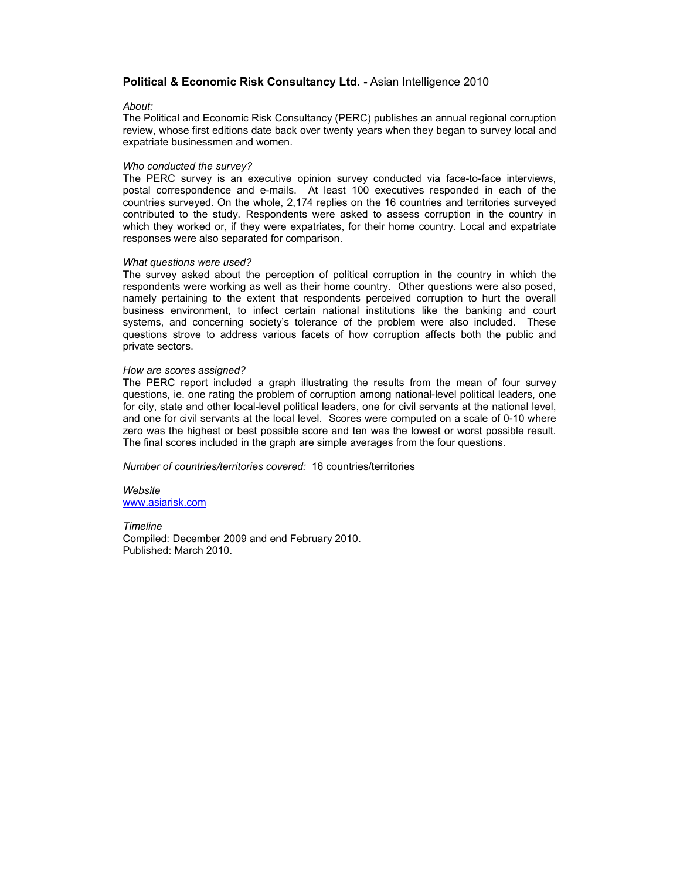**Political & Economic Risk Consultancy Ltd. -** Asian Intelligence 2010

*About:*
The Political and Economic Risk Consultancy (PERC) publishes an annual regional corruption review, whose first editions date back over twenty years when they began to survey local and expatriate businessmen and women.

*Who conducted the survey?*
The PERC survey is an executive opinion survey conducted via face-to-face interviews, postal correspondence and e-mails. At least 100 executives responded in each of the countries surveyed. On the whole, 2,174 replies on the 16 countries and territories surveyed contributed to the study. Respondents were asked to assess corruption in the country in which they worked or, if they were expatriates, for their home country. Local and expatriate responses were also separated for comparison.

*What questions were used?*
The survey asked about the perception of political corruption in the country in which the respondents were working as well as their home country. Other questions were also posed, namely pertaining to the extent that respondents perceived corruption to hurt the overall business environment, to infect certain national institutions like the banking and court systems, and concerning society's tolerance of the problem were also included. These questions strove to address various facets of how corruption affects both the public and private sectors.

*How are scores assigned?*
The PERC report included a graph illustrating the results from the mean of four survey questions, ie. one rating the problem of corruption among national-level political leaders, one for city, state and other local-level political leaders, one for civil servants at the national level, and one for civil servants at the local level. Scores were computed on a scale of 0-10 where zero was the highest or best possible score and ten was the lowest or worst possible result. The final scores included in the graph are simple averages from the four questions.

*Number of countries/territories covered:* 16 countries/territories

*Website*
www.asiarisk.com

*Timeline*
Compiled: December 2009 and end February 2010.
Published: March 2010.

---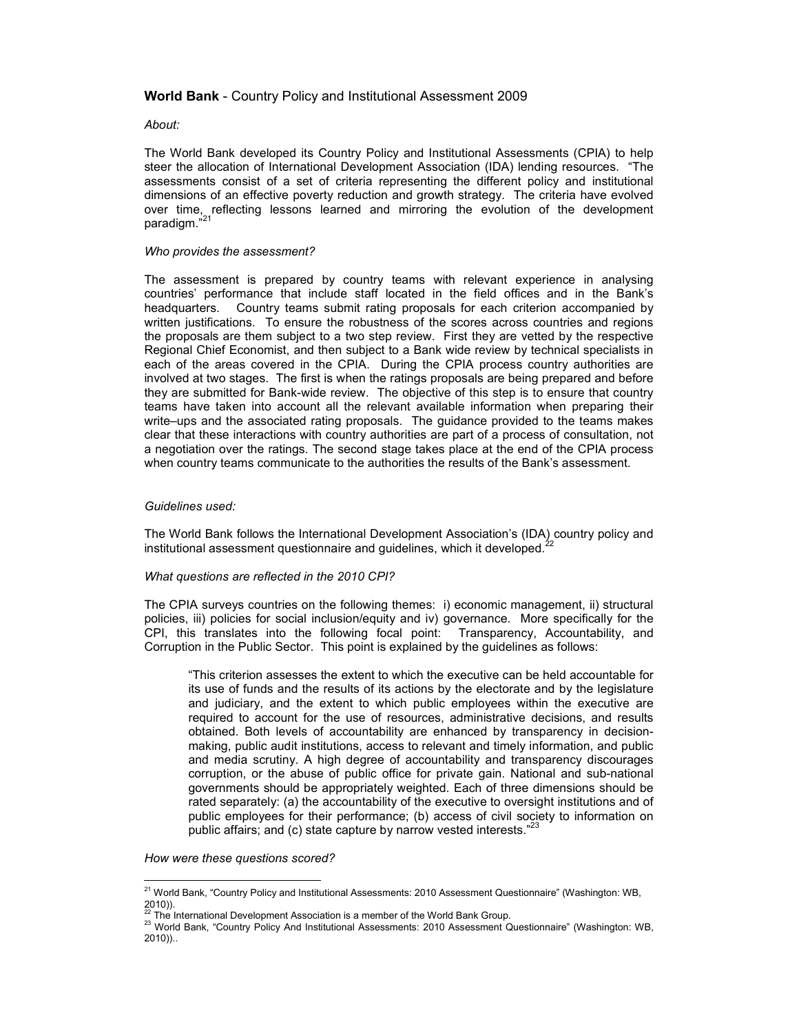**World Bank** - Country Policy and Institutional Assessment 2009

*About:*

The World Bank developed its Country Policy and Institutional Assessments (CPIA) to help steer the allocation of International Development Association (IDA) lending resources. "The assessments consist of a set of criteria representing the different policy and institutional dimensions of an effective poverty reduction and growth strategy. The criteria have evolved over time, reflecting lessons learned and mirroring the evolution of the development paradigm."[21]

*Who provides the assessment?*

The assessment is prepared by country teams with relevant experience in analysing countries' performance that include staff located in the field offices and in the Bank's headquarters. Country teams submit rating proposals for each criterion accompanied by written justifications. To ensure the robustness of the scores across countries and regions the proposals are them subject to a two step review. First they are vetted by the respective Regional Chief Economist, and then subject to a Bank wide review by technical specialists in each of the areas covered in the CPIA. During the CPIA process country authorities are involved at two stages. The first is when the ratings proposals are being prepared and before they are submitted for Bank-wide review. The objective of this step is to ensure that country teams have taken into account all the relevant available information when preparing their write–ups and the associated rating proposals. The guidance provided to the teams makes clear that these interactions with country authorities are part of a process of consultation, not a negotiation over the ratings. The second stage takes place at the end of the CPIA process when country teams communicate to the authorities the results of the Bank's assessment.

*Guidelines used:*

The World Bank follows the International Development Association's (IDA) country policy and institutional assessment questionnaire and guidelines, which it developed.[22]

*What questions are reflected in the 2010 CPI?*

The CPIA surveys countries on the following themes: i) economic management, ii) structural policies, iii) policies for social inclusion/equity and iv) governance. More specifically for the CPI, this translates into the following focal point: Transparency, Accountability, and Corruption in the Public Sector. This point is explained by the guidelines as follows:

> "This criterion assesses the extent to which the executive can be held accountable for its use of funds and the results of its actions by the electorate and by the legislature and judiciary, and the extent to which public employees within the executive are required to account for the use of resources, administrative decisions, and results obtained. Both levels of accountability are enhanced by transparency in decision-making, public audit institutions, access to relevant and timely information, and public and media scrutiny. A high degree of accountability and transparency discourages corruption, or the abuse of public office for private gain. National and sub-national governments should be appropriately weighted. Each of three dimensions should be rated separately: (a) the accountability of the executive to oversight institutions and of public employees for their performance; (b) access of civil society to information on public affairs; and (c) state capture by narrow vested interests."[23]

*How were these questions scored?*

---

[21] World Bank, "Country Policy and Institutional Assessments: 2010 Assessment Questionnaire" (Washington: WB, 2010)).

[22] The International Development Association is a member of the World Bank Group.

[23] World Bank, "Country Policy And Institutional Assessments: 2010 Assessment Questionnaire" (Washington: WB, 2010))..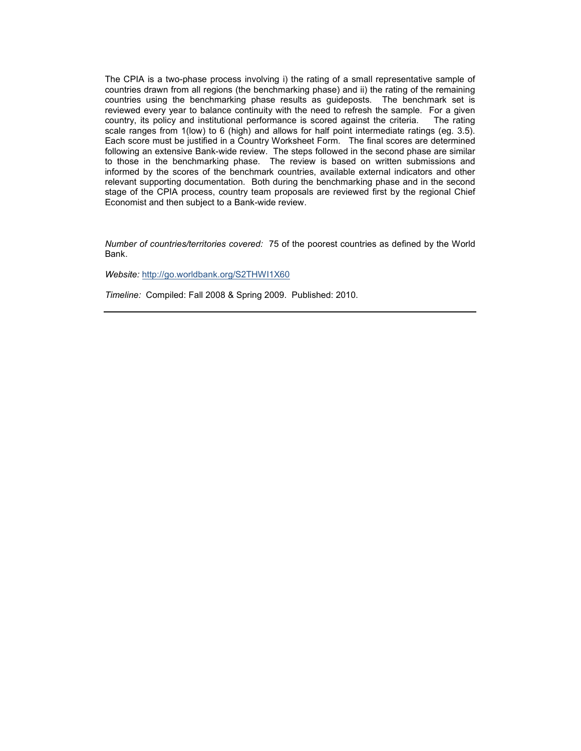The CPIA is a two-phase process involving i) the rating of a small representative sample of countries drawn from all regions (the benchmarking phase) and ii) the rating of the remaining countries using the benchmarking phase results as guideposts. The benchmark set is reviewed every year to balance continuity with the need to refresh the sample. For a given country, its policy and institutional performance is scored against the criteria. The rating scale ranges from 1(low) to 6 (high) and allows for half point intermediate ratings (eg. 3.5). Each score must be justified in a Country Worksheet Form. The final scores are determined following an extensive Bank-wide review. The steps followed in the second phase are similar to those in the benchmarking phase. The review is based on written submissions and informed by the scores of the benchmark countries, available external indicators and other relevant supporting documentation. Both during the benchmarking phase and in the second stage of the CPIA process, country team proposals are reviewed first by the regional Chief Economist and then subject to a Bank-wide review.

*Number of countries/territories covered:* 75 of the poorest countries as defined by the World Bank.

*Website:* [http://go.worldbank.org/S2THWI1X60](http://go.worldbank.org/S2THWI1X60)

*Timeline:* Compiled: Fall 2008 & Spring 2009. Published: 2010.

---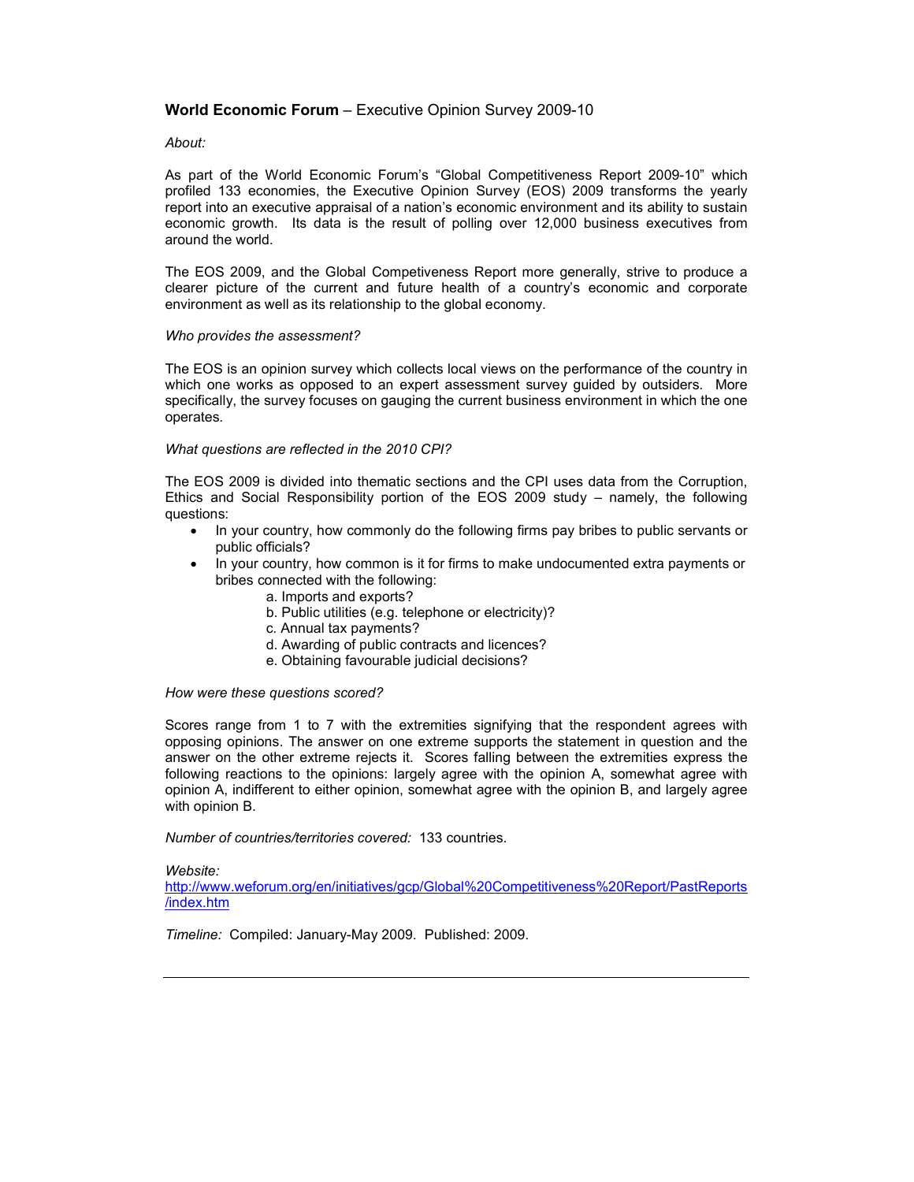**World Economic Forum** – Executive Opinion Survey 2009-10

*About:*

As part of the World Economic Forum's "Global Competitiveness Report 2009-10" which profiled 133 economies, the Executive Opinion Survey (EOS) 2009 transforms the yearly report into an executive appraisal of a nation's economic environment and its ability to sustain economic growth. Its data is the result of polling over 12,000 business executives from around the world.

The EOS 2009, and the Global Competeviness Report more generally, strive to produce a clearer picture of the current and future health of a country's economic and corporate environment as well as its relationship to the global economy.

*Who provides the assessment?*

The EOS is an opinion survey which collects local views on the performance of the country in which one works as opposed to an expert assessment survey guided by outsiders. More specifically, the survey focuses on gauging the current business environment in which the one operates.

*What questions are reflected in the 2010 CPI?*

The EOS 2009 is divided into thematic sections and the CPI uses data from the Corruption, Ethics and Social Responsibility portion of the EOS 2009 study – namely, the following questions:

- In your country, how commonly do the following firms pay bribes to public servants or public officials?
- In your country, how common is it for firms to make undocumented extra payments or bribes connected with the following:
    - a. Imports and exports?
    - b. Public utilities (e.g. telephone or electricity)?
    - c. Annual tax payments?
    - d. Awarding of public contracts and licences?
    - e. Obtaining favourable judicial decisions?

*How were these questions scored?*

Scores range from 1 to 7 with the extremities signifying that the respondent agrees with opposing opinions. The answer on one extreme supports the statement in question and the answer on the other extreme rejects it. Scores falling between the extremities express the following reactions to the opinions: largely agree with the opinion A, somewhat agree with opinion A, indifferent to either opinion, somewhat agree with the opinion B, and largely agree with opinion B.

*Number of countries/territories covered:* 133 countries.

*Website:*
http://www.weforum.org/en/initiatives/gcp/Global%20Competitiveness%20Report/PastReports/index.htm

*Timeline:* Compiled: January-May 2009. Published: 2009.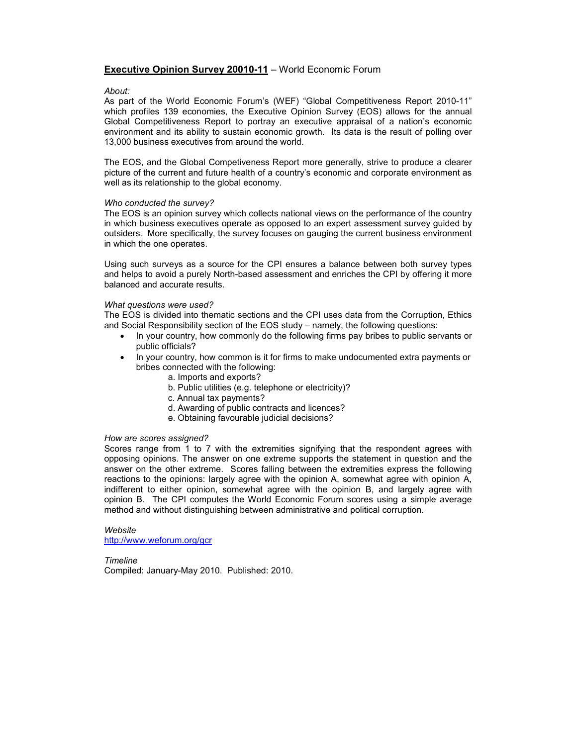**Executive Opinion Survey 20010-11** – World Economic Forum

*About:*

As part of the World Economic Forum's (WEF) "Global Competitiveness Report 2010-11" which profiles 139 economies, the Executive Opinion Survey (EOS) allows for the annual Global Competitiveness Report to portray an executive appraisal of a nation's economic environment and its ability to sustain economic growth. Its data is the result of polling over 13,000 business executives from around the world.

The EOS, and the Global Competiveness Report more generally, strive to produce a clearer picture of the current and future health of a country's economic and corporate environment as well as its relationship to the global economy.

*Who conducted the survey?*

The EOS is an opinion survey which collects national views on the performance of the country in which business executives operate as opposed to an expert assessment survey guided by outsiders. More specifically, the survey focuses on gauging the current business environment in which the one operates.

Using such surveys as a source for the CPI ensures a balance between both survey types and helps to avoid a purely North-based assessment and enriches the CPI by offering it more balanced and accurate results.

*What questions were used?*

The EOS is divided into thematic sections and the CPI uses data from the Corruption, Ethics and Social Responsibility section of the EOS study – namely, the following questions:

- In your country, how commonly do the following firms pay bribes to public servants or public officials?
- In your country, how common is it for firms to make undocumented extra payments or bribes connected with the following:
    - a. Imports and exports?
    - b. Public utilities (e.g. telephone or electricity)?
    - c. Annual tax payments?
    - d. Awarding of public contracts and licences?
    - e. Obtaining favourable judicial decisions?

*How are scores assigned?*

Scores range from 1 to 7 with the extremities signifying that the respondent agrees with opposing opinions. The answer on one extreme supports the statement in question and the answer on the other extreme. Scores falling between the extremities express the following reactions to the opinions: largely agree with the opinion A, somewhat agree with opinion A, indifferent to either opinion, somewhat agree with the opinion B, and largely agree with opinion B. The CPI computes the World Economic Forum scores using a simple average method and without distinguishing between administrative and political corruption.

*Website*

http://www.weforum.org/gcr

*Timeline*

Compiled: January-May 2010. Published: 2010.